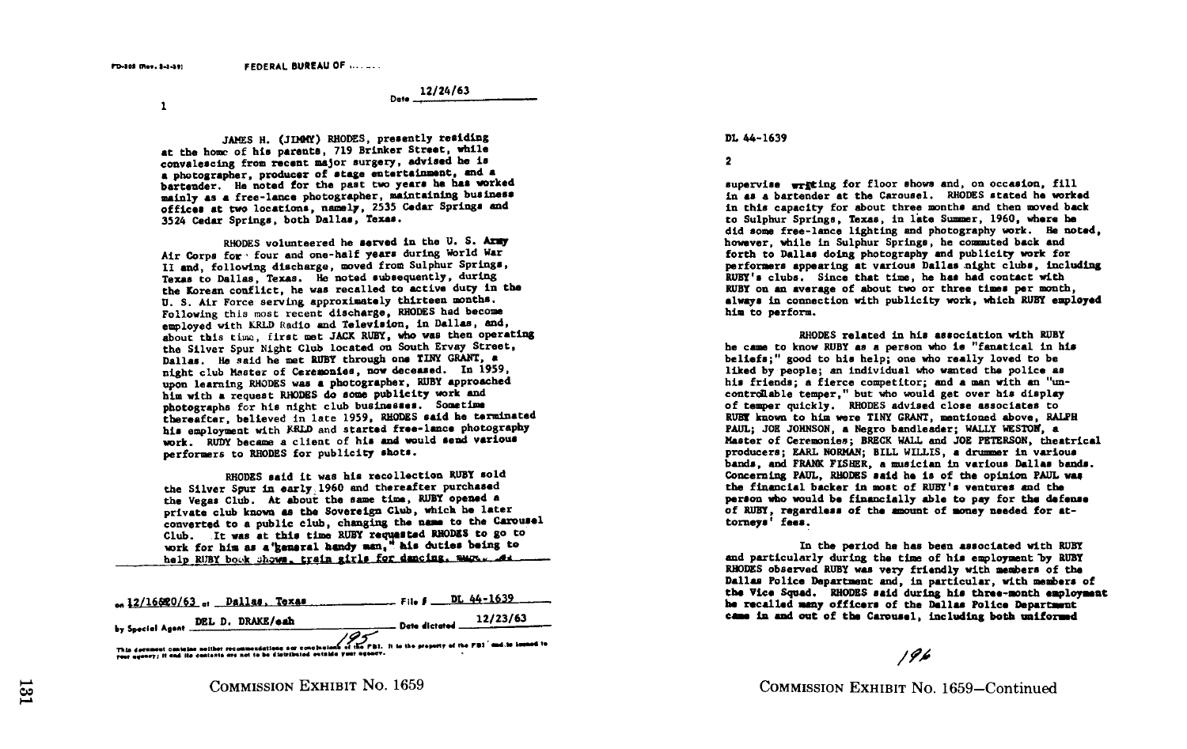FD-302 (Rev. 3-3-59)

FEDERAL BUREAU OF ...

Date 12/24/63

1

JAMES H. (JIMMY) RHODES, presently residing at the home of his parents, 719 Brinker Street, while convalescing from recent major surgery, advised he is a photographer, producer of stage entertainment, and a bartender. He noted for the past two years he has worked mainly as a free-lance photographer, maintaining business offices at two locations, namely, 2535 Cedar Springs and 3524 Cedar Springs, both Dallas, Texas.

RHODES volunteered he served in the U. S. Army Air Corps for four and one-half years during World War II and, following discharge, moved from Sulphur Springs, Texas to Dallas, Texas. He noted subsequently, during the Korean conflict, he was recalled to active duty in the U. S. Air Force serving approximately thirteen months. Following this most recent discharge, RHODES had become employed with KRLD Radio and Television, in Dallas, and, about this time, first met JACK RUBY, who was then operating the Silver Spur Night Club located on South Ervay Street, Dallas. He said he met RUBY through one TINY GRANT, a night club Master of Ceremonies, now deceased. In 1959, upon learning RHODES was a photographer, RUBY approached him with a request RHODES do some publicity work and photographs for his night club businesses. Sometime thereafter, believed in late 1959, RHODES said he terminated his employment with KRLD and started free-lance photography work. RUDY became a client of his and would send various performers to RHODES for publicity shots.

RHODES said it was his recollection RUBY sold the Silver Spur in early 1960 and thereafter purchased the Vegas Club. At about the same time, RUBY opened a private club known as the Sovereign Club, which he later converted to a public club, changing the name to the Carousel Club. It was at this time RUBY requested RHODES to go to work for him as a "general handy man," his duties being to help RUBY book shows, train girls for dancing, supervise writing for floor shows and, on occasion, fill in as a bartender at the Carousel. RHODES stated he worked in this capacity for about three months and then moved back to Sulphur Springs, Texas, in late Summer, 1960, where he did some free-lance lighting and photography work. He noted, however, while in Sulphur Springs, he commuted back and forth to Dallas doing photography and publicity work for performers appearing at various Dallas night clubs, including RUBY's clubs. Since that time, he has had contact with RUBY on an average of about two or three times per month, always in connection with publicity work, which RUBY employed him to perform.

on 12/16&20/63 at Dallas, Texas File # DL 44-1639

by Special Agent DEL D. DRAKE/eah Date dictated 12/23/63

This document contains neither recommendations nor conclusions of the FBI. It is the property of the FBI and is loaned to your agency; it and its contents are not to be distributed outside your agency.

DL 44-1639

2

RHODES related in his association with RUBY he came to know RUBY as a person who is "fanatical in his beliefs;" good to his help; one who really loved to be liked by people; an individual who wanted the police as his friends; a fierce competitor; and a man with an "uncontrollable temper," but who would get over his display of temper quickly. RHODES advised close associates to RUBY known to him were TINY GRANT, mentioned above, RALPH PAUL; JOE JOHNSON, a Negro bandleader; WALLY WESTON, a Master of Ceremonies; BRECK WALL and JOE PETERSON, theatrical producers; EARL NORMAN; BILL WILLIS, a drummer in various bands, and FRANK FISHER, a musician in various Dallas bands. Concerning PAUL, RHODES said he is of the opinion PAUL was the financial backer in most of RUBY's ventures and the person who would be financially able to pay for the defense of RUBY, regardless of the amount of money needed for attorneys' fees.

In the period he has been associated with RUBY and particularly during the time of his employment by RUBY RHODES observed RUBY was very friendly with members of the Dallas Police Department and, in particular, with members of the Vice Squad. RHODES said during his three-month employment he recalled many officers of the Dallas Police Department came in and out of the Carousel, including both uniformed

COMMISSION EXHIBIT No. 1659

COMMISSION EXHIBIT No. 1659—Continued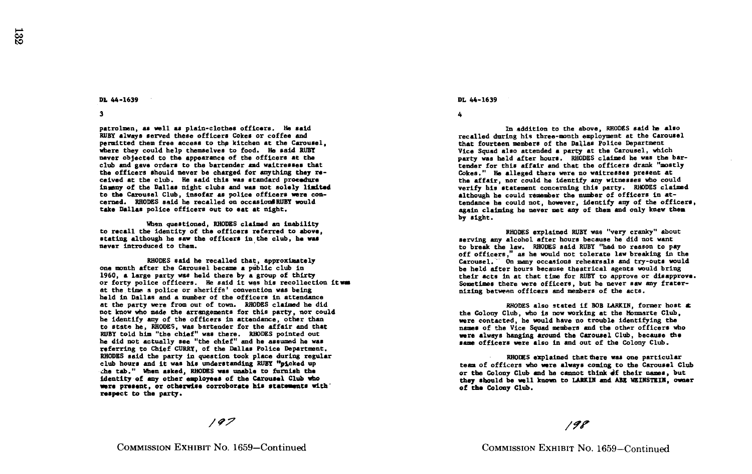DL 44-1639

3

patrolmen, as well as plain-clothes officers. He said RUBY always served these officers Cokes or coffee and permitted them free access to the kitchen at the Carousel, where they could help themselves to food. He said RUBY never objected to the appearance of the officers at the club and gave orders to the bartender and waitresses that the officers should never be charged for anything they received at the club. He said this was standard procedure inmany of the Dallas night clubs and was not solely limited to the Carousel Club, insofar as police officers were concerned. RHODES said he recalled on occasions RUBY would take Dallas police officers out to eat at night.

When questioned, RHODES claimed an inability to recall the identity of the officers referred to above, stating although he saw the officers in the club, he was never introduced to them.

RHODES said he recalled that, approximately one month after the Carousel became a public club in 1960, a large party was held there by a group of thirty or forty police officers. He said it was his recollection it was at the time a police or sheriffs' convention was being held in Dallas and a number of the officers in attendance at the party were from out of town. RHODES claimed he did not know who made the arrangements for this party, nor could he identify any of the officers in attendance, other than to state he, RHODES, was bartender for the affair and that RUBY told him "the chief" was there. RHODES pointed out he did not actually see "the chief" and he assumed he was referring to Chief CURRY, of the Dallas Police Department. RHODES said the party in question took place during regular club hours and it was his understanding RUBY "picked up the tab." When asked, RHODES was unable to furnish the identity of any other employees of the Carousel Club who were present, or otherwise corroborate his statements with respect to the party.

197

COMMISSION EXHIBIT No. 1659—Continued

DL 44-1639

4

In addition to the above, RHODES said he also recalled during his three-month employment at the Carousel that fourteen members of the Dallas Police Department Vice Squad also attended a party at the Carousel, which party was held after hours. RHODES claimed he was the bartender for this affair and that the officers drank "mostly Cokes." He alleged there were no waitresses present at the affair, nor could he identify any witnesses who could verify his statement concerning this party. RHODES claimed although he could remember the number of officers in attendance he could not, however, identify any of the officers, again claiming he never met any of them and only knew them by sight.

RHODES explained RUBY was "very cranky" about serving any alcohol after hours because he did not want to break the law. RHODES said RUBY "had no reason to pay off officers," as he would not tolerate law breaking in the Carousel. On many occasions rehearsals and try-outs would be held after hours because theatrical agents would bring their acts in at that time for RUBY to approve or disapprove. Sometimes there were officers, but he never saw any fraternizing between officers and members of the acts.

RHODES also stated if BOB LARKIN, former host at the Colony Club, who is now working at the Monmarte Club, were contacted, he would have no trouble identifying the names of the Vice Squad members and the other officers who were always hanging around the Carousel Club, because the same officers were also in and out of the Colony Club.

RHODES explained that there was one particular team of officers who were always coming to the Carousel Club or the Colony Club and he cannot think of their names, but they should be well known to LARKIN and ABE WEINSTEIN, owner of the Colony Club.

198

COMMISSION EXHIBIT No. 1659—Continued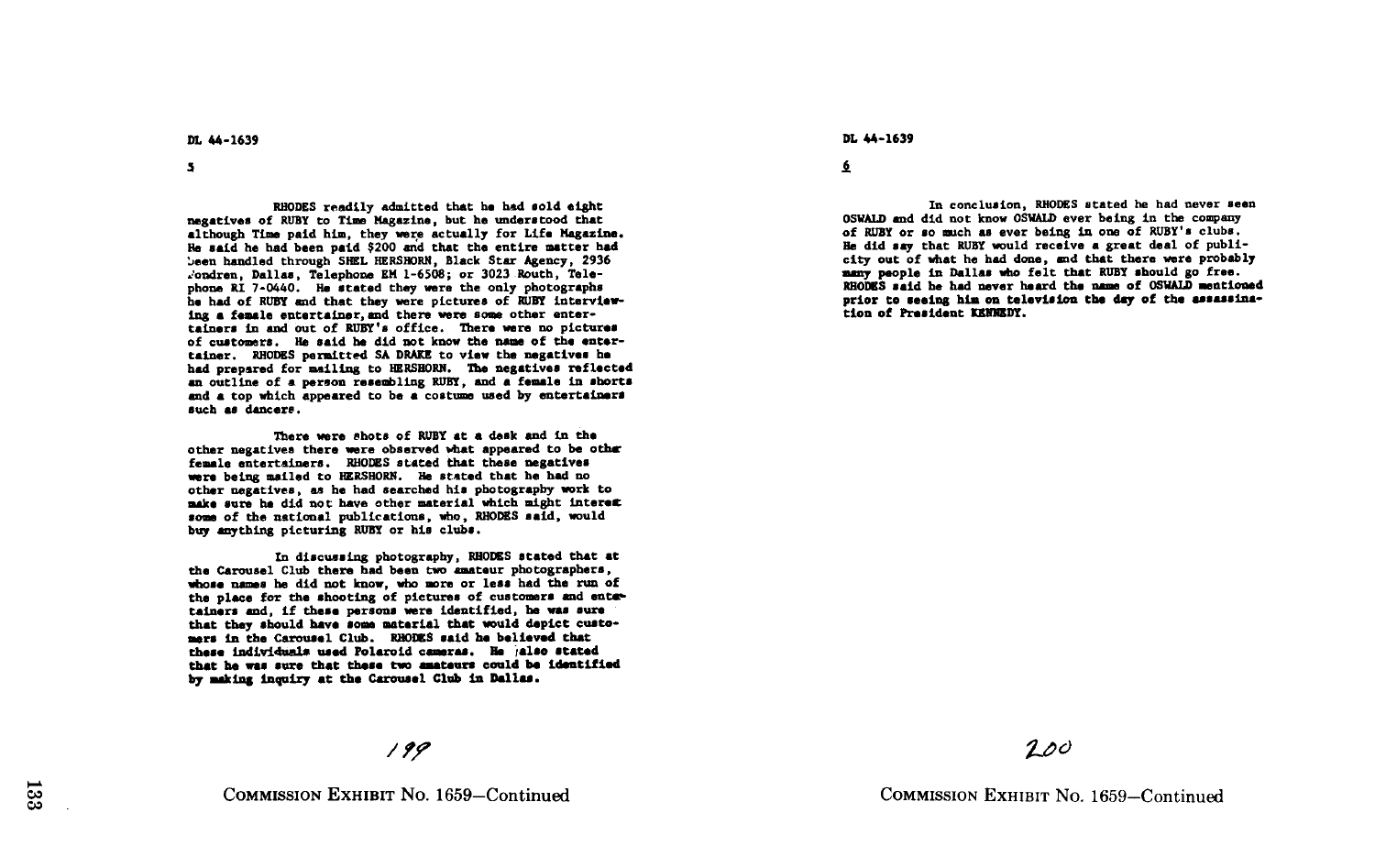DL 44-1639

5

RHODES readily admitted that he had sold eight negatives of RUBY to Time Magazine, but he understood that although Time paid him, they were actually for Life Magazine. He said he had been paid $200 and that the entire matter had been handled through SHEL HERSHORN, Black Star Agency, 2936 Mondren, Dallas, Telephone EM 1-6508; or 3023 Routh, Telephone RI 7-0440. He stated they were the only photographs he had of RUBY and that they were pictures of RUBY interviewing a female entertainer, and there were some other entertainers in and out of RUBY's office. There were no pictures of customers. He said he did not know the name of the entertainer. RHODES permitted SA DRAKE to view the negatives he had prepared for mailing to HERSHORN. The negatives reflected an outline of a person resembling RUBY, and a female in shorts and a top which appeared to be a costume used by entertainers such as dancers.

There were shots of RUBY at a desk and in the other negatives there were observed what appeared to be other female entertainers. RHODES stated that these negatives were being mailed to HERSHORN. He stated that he had no other negatives, as he had searched his photography work to make sure he did not have other material which might interest some of the national publications, who, RHODES said, would buy anything picturing RUBY or his clubs.

In discussing photography, RHODES stated that at the Carousel Club there had been two amateur photographers, whose names he did not know, who more or less had the run of the place for the shooting of pictures of customers and entertainers and, if these persons were identified, he was sure that they should have some material that would depict customers in the Carousel Club. RHODES said he believed that these individuals used Polaroid cameras. He also stated that he was sure that these two amateurs could be identified by making inquiry at the Carousel Club in Dallas.

199

COMMISSION EXHIBIT No. 1659—Continued

DL 44-1639

6

In conclusion, RHODES stated he had never seen OSWALD and did not know OSWALD ever being in the company of RUBY or so much as ever being in one of RUBY's clubs. He did say that RUBY would receive a great deal of publicity out of what he had done, and that there were probably many people in Dallas who felt that RUBY should go free. RHODES said he had never heard the name of OSWALD mentioned prior to seeing him on television the day of the assassination of President KENNEDY.

200

COMMISSION EXHIBIT No. 1659—Continued